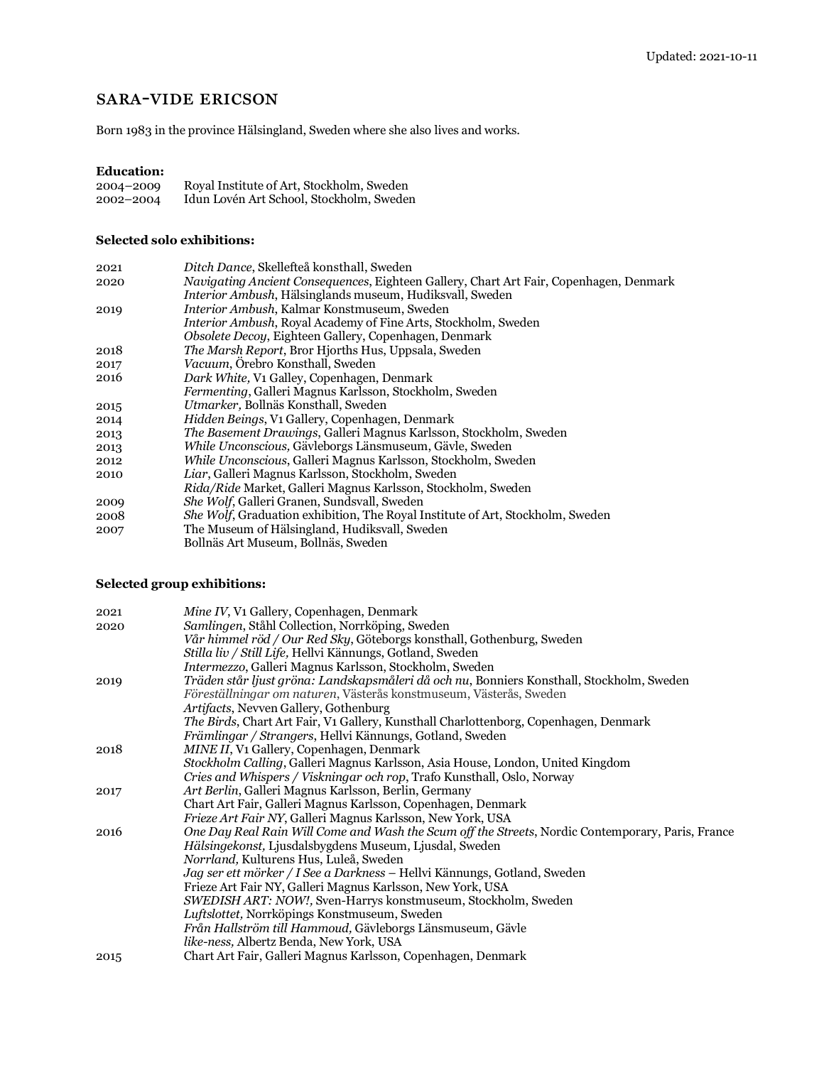Updated: 2021-10-11

# SARA-VIDE ERICSON

Born 1983 in the province Hälsingland, Sweden where she also lives and works.

**Education:**

| | |
|---|---|
| 2004–2009 | Royal Institute of Art, Stockholm, Sweden |
| 2002–2004 | Idun Lovén Art School, Stockholm, Sweden |

**Selected solo exhibitions:**

| | |
|---|---|
| 2021 | *Ditch Dance*, Skellefteå konsthall, Sweden |
| 2020 | *Navigating Ancient Consequences*, Eighteen Gallery, Chart Art Fair, Copenhagen, Denmark |
| | *Interior Ambush*, Hälsinglands museum, Hudiksvall, Sweden |
| 2019 | *Interior Ambush*, Kalmar Konstmuseum, Sweden |
| | *Interior Ambush*, Royal Academy of Fine Arts, Stockholm, Sweden |
| | *Obsolete Decoy*, Eighteen Gallery, Copenhagen, Denmark |
| 2018 | *The Marsh Report*, Bror Hjorths Hus, Uppsala, Sweden |
| 2017 | *Vacuum*, Örebro Konsthall, Sweden |
| 2016 | *Dark White,* V1 Galley, Copenhagen, Denmark |
| | *Fermenting*, Galleri Magnus Karlsson, Stockholm, Sweden |
| 2015 | *Utmarker,* Bollnäs Konsthall, Sweden |
| 2014 | *Hidden Beings*, V1 Gallery, Copenhagen, Denmark |
| 2013 | *The Basement Drawings*, Galleri Magnus Karlsson, Stockholm, Sweden |
| 2013 | *While Unconscious,* Gävleborgs Länsmuseum, Gävle, Sweden |
| 2012 | *While Unconscious*, Galleri Magnus Karlsson, Stockholm, Sweden |
| 2010 | *Liar*, Galleri Magnus Karlsson, Stockholm, Sweden |
| | *Rida/Ride* Market, Galleri Magnus Karlsson, Stockholm, Sweden |
| 2009 | *She Wolf*, Galleri Granen, Sundsvall, Sweden |
| 2008 | *She Wolf*, Graduation exhibition, The Royal Institute of Art, Stockholm, Sweden |
| 2007 | The Museum of Hälsingland, Hudiksvall, Sweden |
| | Bollnäs Art Museum, Bollnäs, Sweden |

**Selected group exhibitions:**

| | |
|---|---|
| 2021 | *Mine IV*, V1 Gallery, Copenhagen, Denmark |
| 2020 | *Samlingen*, Ståhl Collection, Norrköping, Sweden |
| | *Vår himmel röd / Our Red Sky*, Göteborgs konsthall, Gothenburg, Sweden |
| | *Stilla liv / Still Life,* Hellvi Kännungs, Gotland, Sweden |
| | *Intermezzo*, Galleri Magnus Karlsson, Stockholm, Sweden |
| 2019 | *Träden står ljust gröna: Landskapsmåleri då och nu*, Bonniers Konsthall, Stockholm, Sweden |
| | *Föreställningar om naturen*, Västerås konstmuseum, Västerås, Sweden |
| | *Artifacts*, Nevven Gallery, Gothenburg |
| | *The Birds*, Chart Art Fair, V1 Gallery, Kunsthall Charlottenborg, Copenhagen, Denmark |
| | *Främlingar / Strangers*, Hellvi Kännungs, Gotland, Sweden |
| 2018 | *MINE II*, V1 Gallery, Copenhagen, Denmark |
| | *Stockholm Calling*, Galleri Magnus Karlsson, Asia House, London, United Kingdom |
| | *Cries and Whispers / Viskningar och rop*, Trafo Kunsthall, Oslo, Norway |
| 2017 | *Art Berlin*, Galleri Magnus Karlsson, Berlin, Germany |
| | Chart Art Fair, Galleri Magnus Karlsson, Copenhagen, Denmark |
| | *Frieze Art Fair NY*, Galleri Magnus Karlsson, New York, USA |
| 2016 | *One Day Real Rain Will Come and Wash the Scum off the Streets*, Nordic Contemporary, Paris, France |
| | *Hälsingekonst,* Ljusdalsbygdens Museum, Ljusdal, Sweden |
| | *Norrland,* Kulturens Hus, Luleå, Sweden |
| | *Jag ser ett mörker / I See a Darkness* – Hellvi Kännungs, Gotland, Sweden |
| | Frieze Art Fair NY, Galleri Magnus Karlsson, New York, USA |
| | *SWEDISH ART: NOW!,* Sven-Harrys konstmuseum, Stockholm, Sweden |
| | *Luftslottet,* Norrköpings Konstmuseum, Sweden |
| | *Från Hallström till Hammoud,* Gävleborgs Länsmuseum, Gävle |
| | *like-ness,* Albertz Benda, New York, USA |
| 2015 | Chart Art Fair, Galleri Magnus Karlsson, Copenhagen, Denmark |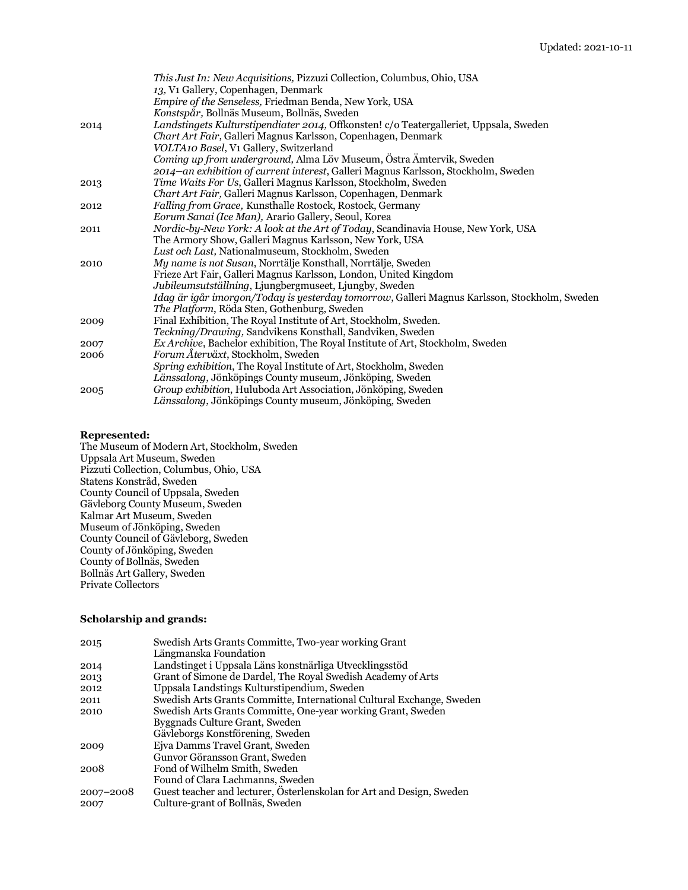| | |
|---|---|
| | *This Just In: New Acquisitions,* Pizzuzi Collection, Columbus, Ohio, USA |
| | *13,* V1 Gallery, Copenhagen, Denmark |
| | *Empire of the Senseless,* Friedman Benda, New York, USA |
| | *Konstspår,* Bollnäs Museum, Bollnäs, Sweden |
| 2014 | *Landstingets Kulturstipendiater 2014,* Offkonsten! c/o Teatergalleriet, Uppsala, Sweden |
| | *Chart Art Fair,* Galleri Magnus Karlsson, Copenhagen, Denmark |
| | *VOLTA10 Basel*, V1 Gallery, Switzerland |
| | *Coming up from underground,* Alma Löv Museum, Östra Ämtervik, Sweden |
| | *2014–an exhibition of current interest*, Galleri Magnus Karlsson, Stockholm, Sweden |
| 2013 | *Time Waits For Us*, Galleri Magnus Karlsson, Stockholm, Sweden |
| | *Chart Art Fair,* Galleri Magnus Karlsson, Copenhagen, Denmark |
| 2012 | *Falling from Grace,* Kunsthalle Rostock, Rostock, Germany |
| | *Eorum Sanai (Ice Man),* Arario Gallery, Seoul, Korea |
| 2011 | *Nordic-by-New York: A look at the Art of Today*, Scandinavia House, New York, USA |
| | The Armory Show, Galleri Magnus Karlsson, New York, USA |
| | *Lust och Last,* Nationalmuseum, Stockholm, Sweden |
| 2010 | *My name is not Susan*, Norrtälje Konsthall, Norrtälje, Sweden |
| | Frieze Art Fair, Galleri Magnus Karlsson, London, United Kingdom |
| | *Jubileumsutställning*, Ljungbergmuseet, Ljungby, Sweden |
| | *Idag är igår imorgon/Today is yesterday tomorrow*, Galleri Magnus Karlsson, Stockholm, Sweden |
| | *The Platform*, Röda Sten, Gothenburg, Sweden |
| 2009 | Final Exhibition, The Royal Institute of Art, Stockholm, Sweden. |
| | *Teckning/Drawing,* Sandvikens Konsthall, Sandviken, Sweden |
| 2007 | *Ex Archive*, Bachelor exhibition, The Royal Institute of Art, Stockholm, Sweden |
| 2006 | *Forum Återväxt*, Stockholm, Sweden |
| | *Spring exhibition*, The Royal Institute of Art, Stockholm, Sweden |
| | *Länssalong*, Jönköpings County museum, Jönköping, Sweden |
| 2005 | *Group exhibition*, Huluboda Art Association, Jönköping, Sweden |
| | *Länssalong*, Jönköpings County museum, Jönköping, Sweden |

**Represented:**

The Museum of Modern Art, Stockholm, Sweden
Uppsala Art Museum, Sweden
Pizzuti Collection, Columbus, Ohio, USA
Statens Konstråd, Sweden
County Council of Uppsala, Sweden
Gävleborg County Museum, Sweden
Kalmar Art Museum, Sweden
Museum of Jönköping, Sweden
County Council of Gävleborg, Sweden
County of Jönköping, Sweden
County of Bollnäs, Sweden
Bollnäs Art Gallery, Sweden
Private Collectors

**Scholarship and grands:**

| | |
|---|---|
| 2015 | Swedish Arts Grants Committe, Two-year working Grant |
| | Längmanska Foundation |
| 2014 | Landstinget i Uppsala Läns konstnärliga Utvecklingsstöd |
| 2013 | Grant of Simone de Dardel, The Royal Swedish Academy of Arts |
| 2012 | Uppsala Landstings Kulturstipendium, Sweden |
| 2011 | Swedish Arts Grants Committe, International Cultural Exchange, Sweden |
| 2010 | Swedish Arts Grants Committe, One-year working Grant, Sweden |
| | Byggnads Culture Grant, Sweden |
| | Gävleborgs Konstförening, Sweden |
| 2009 | Ejva Damms Travel Grant, Sweden |
| | Gunvor Göransson Grant, Sweden |
| 2008 | Fond of Wilhelm Smith, Sweden |
| | Found of Clara Lachmanns, Sweden |
| 2007–2008 | Guest teacher and lecturer, Österlenskolan for Art and Design, Sweden |
| 2007 | Culture-grant of Bollnäs, Sweden |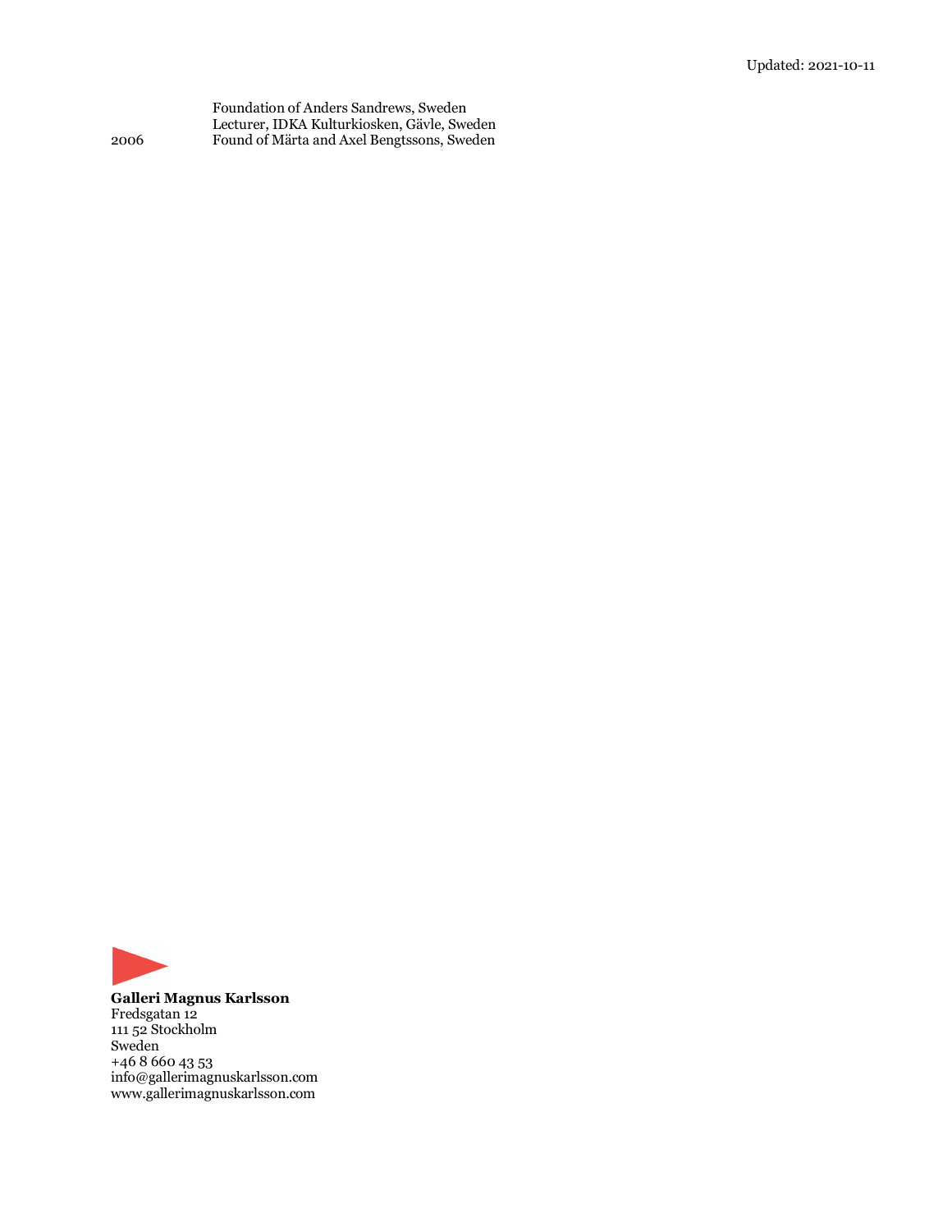Updated: 2021-10-11

| | |
|---|---|
| | Foundation of Anders Sandrews, Sweden |
| | Lecturer, IDKA Kulturkiosken, Gävle, Sweden |
| 2006 | Found of Märta and Axel Bengtssons, Sweden |

**Galleri Magnus Karlsson**
Fredsgatan 12
111 52 Stockholm
Sweden
+46 8 660 43 53
info@gallerimagnuskarlsson.com
www.gallerimagnuskarlsson.com